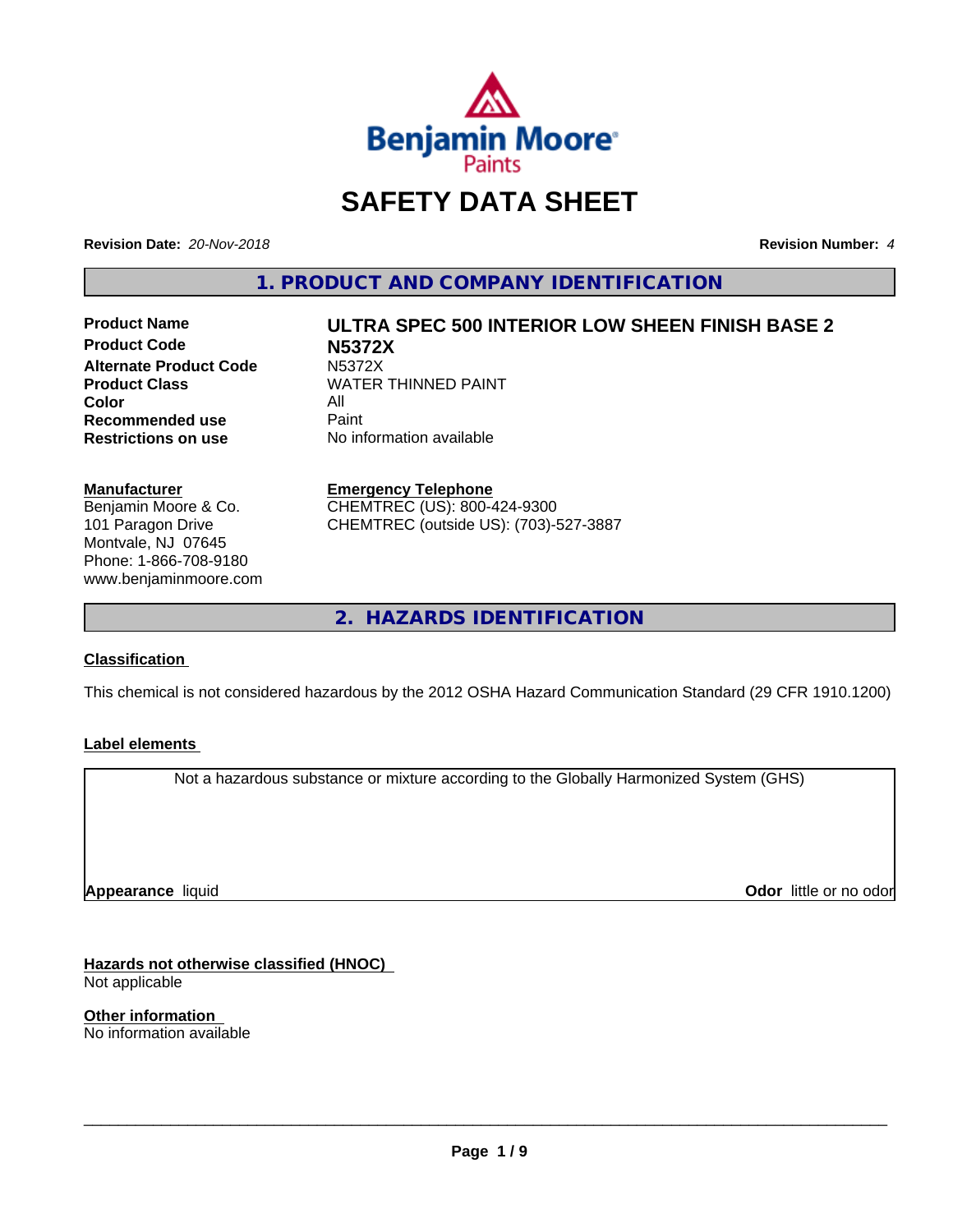# SAFETY DATA SHEET

**Revision Date:** *20-Nov-2018* **Revision Number:** *4*

## 1. PRODUCT AND COMPANY IDENTIFICATION

| | |
|---|---|
| **Product Name** | **ULTRA SPEC 500 INTERIOR LOW SHEEN FINISH BASE 2** |
| **Product Code** | **N5372X** |
| **Alternate Product Code** | N5372X |
| **Product Class** | WATER THINNED PAINT |
| **Color** | All |
| **Recommended use** | Paint |
| **Restrictions on use** | No information available |

**Manufacturer**
Benjamin Moore & Co.
101 Paragon Drive
Montvale, NJ 07645
Phone: 1-866-708-9180
www.benjaminmoore.com

**Emergency Telephone**
CHEMTREC (US): 800-424-9300
CHEMTREC (outside US): (703)-527-3887

## 2. HAZARDS IDENTIFICATION

**Classification**

This chemical is not considered hazardous by the 2012 OSHA Hazard Communication Standard (29 CFR 1910.1200)

**Label elements**

Not a hazardous substance or mixture according to the Globally Harmonized System (GHS)

**Appearance** liquid **Odor** little or no odor

**Hazards not otherwise classified (HNOC)**
Not applicable

**Other information**
No information available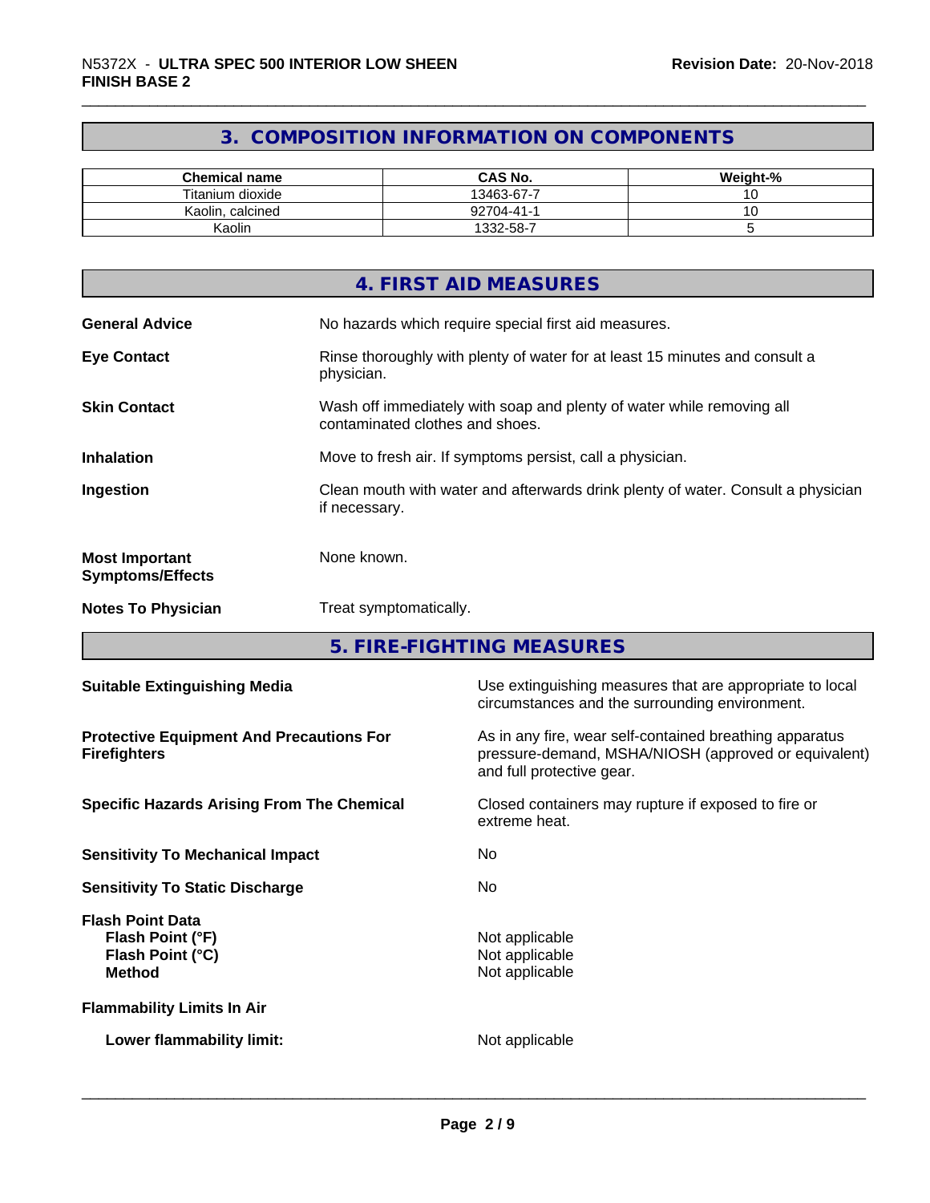## 3. COMPOSITION INFORMATION ON COMPONENTS

| Chemical name | CAS No. | Weight-% |
|---|---|---|
| Titanium dioxide | 13463-67-7 | 10 |
| Kaolin, calcined | 92704-41-1 | 10 |
| Kaolin | 1332-58-7 | 5 |

## 4. FIRST AID MEASURES

**General Advice** No hazards which require special first aid measures.

**Eye Contact** Rinse thoroughly with plenty of water for at least 15 minutes and consult a physician.

**Skin Contact** Wash off immediately with soap and plenty of water while removing all contaminated clothes and shoes.

**Inhalation** Move to fresh air. If symptoms persist, call a physician.

**Ingestion** Clean mouth with water and afterwards drink plenty of water. Consult a physician if necessary.

**Most Important Symptoms/Effects** None known.

**Notes To Physician** Treat symptomatically.

## 5. FIRE-FIGHTING MEASURES

**Suitable Extinguishing Media** Use extinguishing measures that are appropriate to local circumstances and the surrounding environment.

**Protective Equipment And Precautions For Firefighters** As in any fire, wear self-contained breathing apparatus pressure-demand, MSHA/NIOSH (approved or equivalent) and full protective gear.

**Specific Hazards Arising From The Chemical** Closed containers may rupture if exposed to fire or extreme heat.

**Sensitivity To Mechanical Impact** No

**Sensitivity To Static Discharge** No

**Flash Point Data**
- **Flash Point (°F)** Not applicable
- **Flash Point (°C)** Not applicable
- **Method** Not applicable

**Flammability Limits In Air**

- **Lower flammability limit:** Not applicable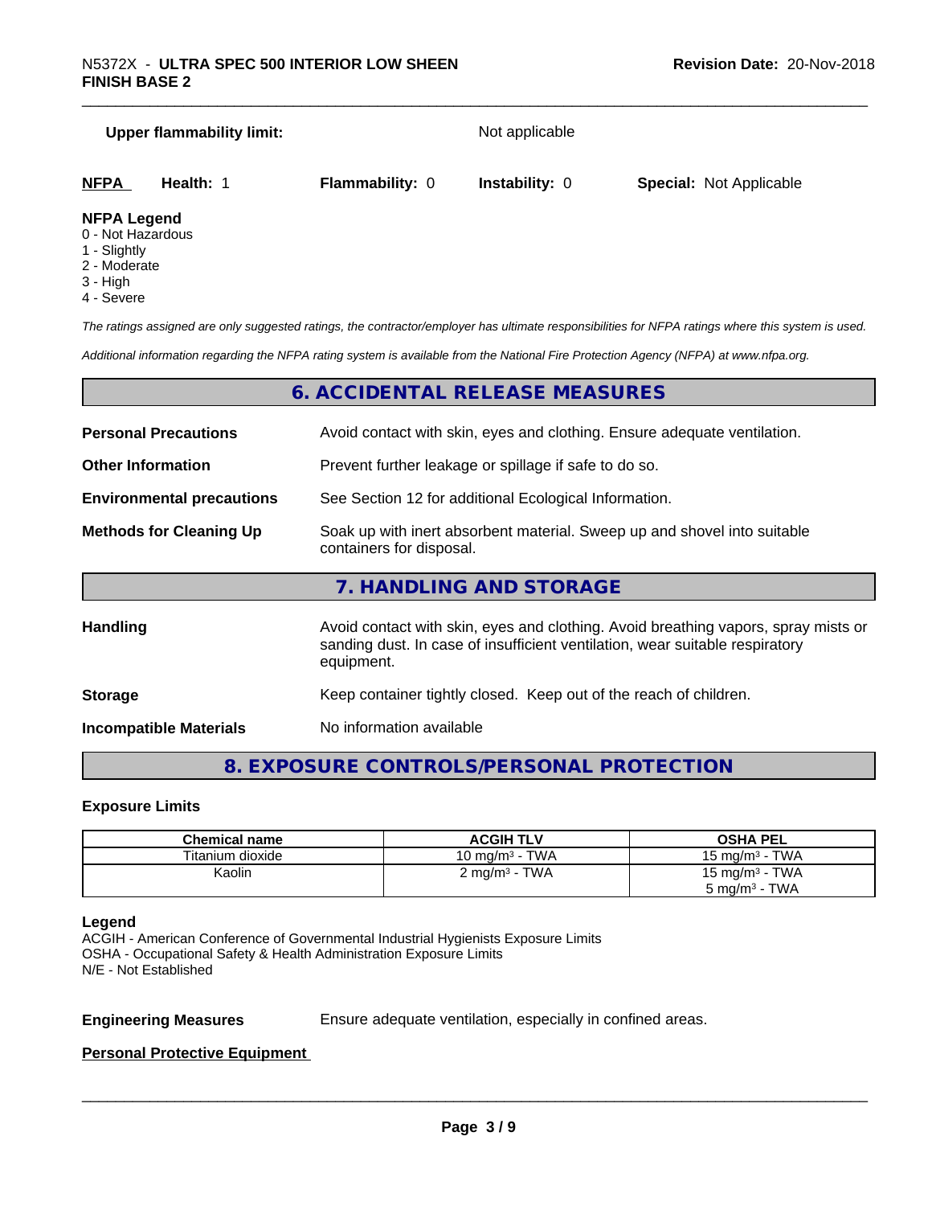**Upper flammability limit:** Not applicable

| **NFPA** | **Health:** 1 | **Flammability:** 0 | **Instability:** 0 | **Special:** Not Applicable |
|---|---|---|---|---|

**NFPA Legend**
0 - Not Hazardous
1 - Slightly
2 - Moderate
3 - High
4 - Severe

*The ratings assigned are only suggested ratings, the contractor/employer has ultimate responsibilities for NFPA ratings where this system is used.*

*Additional information regarding the NFPA rating system is available from the National Fire Protection Agency (NFPA) at www.nfpa.org.*

## 6. ACCIDENTAL RELEASE MEASURES

**Personal Precautions** Avoid contact with skin, eyes and clothing. Ensure adequate ventilation.

**Other Information** Prevent further leakage or spillage if safe to do so.

**Environmental precautions** See Section 12 for additional Ecological Information.

**Methods for Cleaning Up** Soak up with inert absorbent material. Sweep up and shovel into suitable containers for disposal.

## 7. HANDLING AND STORAGE

**Handling** Avoid contact with skin, eyes and clothing. Avoid breathing vapors, spray mists or sanding dust. In case of insufficient ventilation, wear suitable respiratory equipment.

**Storage** Keep container tightly closed. Keep out of the reach of children.

**Incompatible Materials** No information available

## 8. EXPOSURE CONTROLS/PERSONAL PROTECTION

### Exposure Limits

| Chemical name | ACGIH TLV | OSHA PEL |
|---|---|---|
| Titanium dioxide | 10 mg/m³ - TWA | 15 mg/m³ - TWA |
| Kaolin | 2 mg/m³ - TWA | 15 mg/m³ - TWA<br>5 mg/m³ - TWA |

**Legend**
ACGIH - American Conference of Governmental Industrial Hygienists Exposure Limits
OSHA - Occupational Safety & Health Administration Exposure Limits
N/E - Not Established

**Engineering Measures** Ensure adequate ventilation, especially in confined areas.

**Personal Protective Equipment**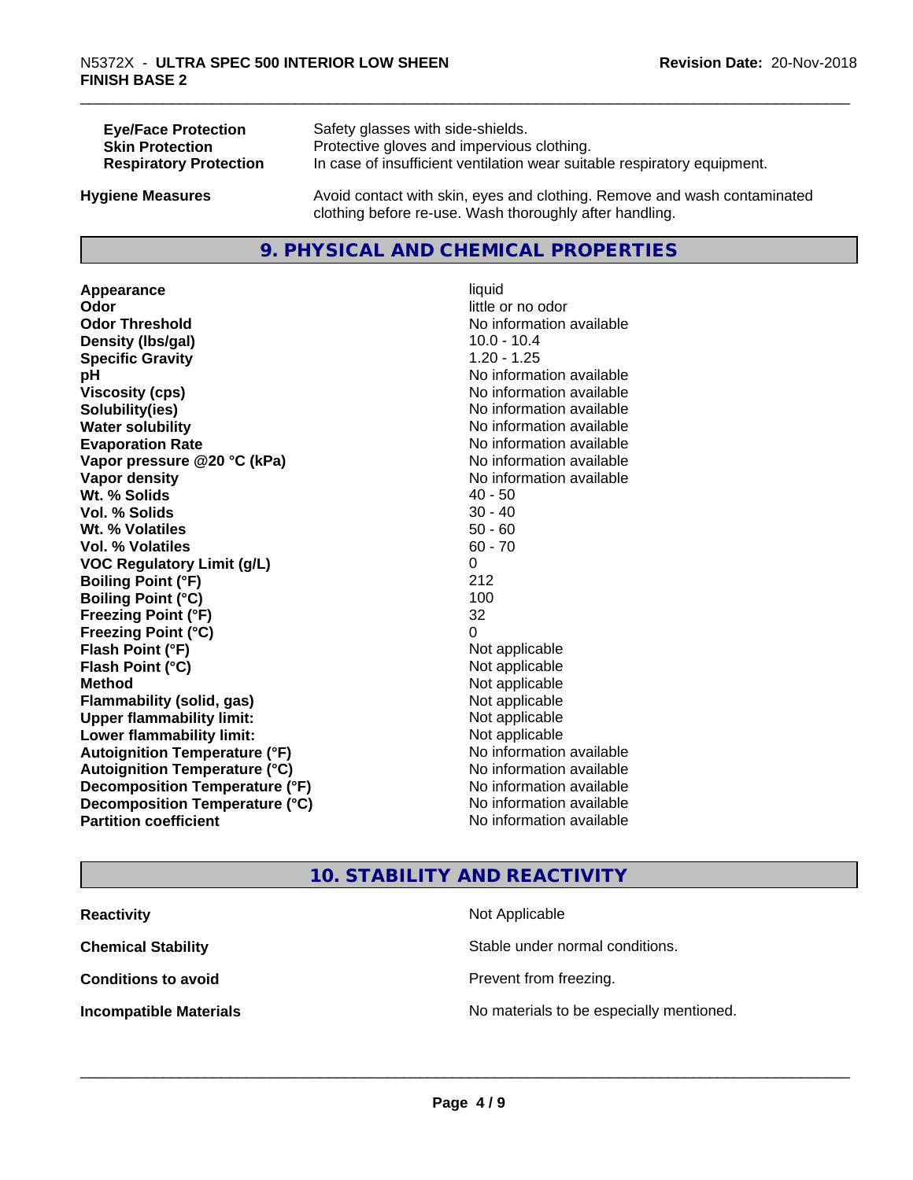| | |
|---|---|
| **Eye/Face Protection** | Safety glasses with side-shields. |
| **Skin Protection** | Protective gloves and impervious clothing. |
| **Respiratory Protection** | In case of insufficient ventilation wear suitable respiratory equipment. |

| | |
|---|---|
| **Hygiene Measures** | Avoid contact with skin, eyes and clothing. Remove and wash contaminated clothing before re-use. Wash thoroughly after handling. |

## 9. PHYSICAL AND CHEMICAL PROPERTIES

| | |
|---|---|
| **Appearance** | liquid |
| **Odor** | little or no odor |
| **Odor Threshold** | No information available |
| **Density (lbs/gal)** | 10.0 - 10.4 |
| **Specific Gravity** | 1.20 - 1.25 |
| **pH** | No information available |
| **Viscosity (cps)** | No information available |
| **Solubility(ies)** | No information available |
| **Water solubility** | No information available |
| **Evaporation Rate** | No information available |
| **Vapor pressure @20 °C (kPa)** | No information available |
| **Vapor density** | No information available |
| **Wt. % Solids** | 40 - 50 |
| **Vol. % Solids** | 30 - 40 |
| **Wt. % Volatiles** | 50 - 60 |
| **Vol. % Volatiles** | 60 - 70 |
| **VOC Regulatory Limit (g/L)** | 0 |
| **Boiling Point (°F)** | 212 |
| **Boiling Point (°C)** | 100 |
| **Freezing Point (°F)** | 32 |
| **Freezing Point (°C)** | 0 |
| **Flash Point (°F)** | Not applicable |
| **Flash Point (°C)** | Not applicable |
| **Method** | Not applicable |
| **Flammability (solid, gas)** | Not applicable |
| **Upper flammability limit:** | Not applicable |
| **Lower flammability limit:** | Not applicable |
| **Autoignition Temperature (°F)** | No information available |
| **Autoignition Temperature (°C)** | No information available |
| **Decomposition Temperature (°F)** | No information available |
| **Decomposition Temperature (°C)** | No information available |
| **Partition coefficient** | No information available |

## 10. STABILITY AND REACTIVITY

| | |
|---|---|
| **Reactivity** | Not Applicable |
| **Chemical Stability** | Stable under normal conditions. |
| **Conditions to avoid** | Prevent from freezing. |
| **Incompatible Materials** | No materials to be especially mentioned. |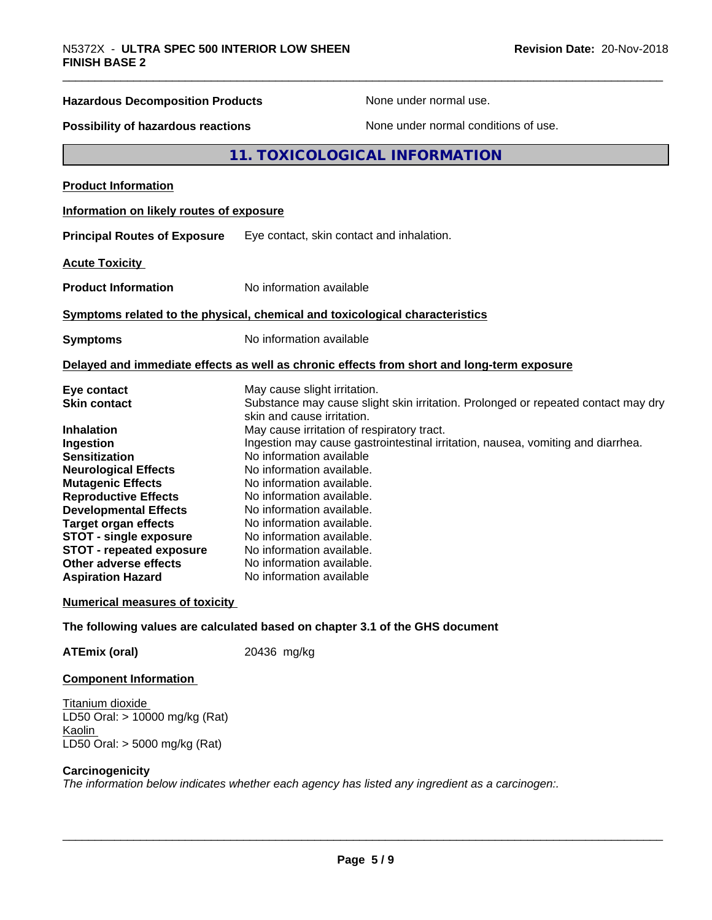| | |
|---|---|
| **Hazardous Decomposition Products** | None under normal use. |
| **Possibility of hazardous reactions** | None under normal conditions of use. |

## 11. TOXICOLOGICAL INFORMATION

**Product Information**

**Information on likely routes of exposure**

**Principal Routes of Exposure** Eye contact, skin contact and inhalation.

**Acute Toxicity**

**Product Information** No information available

**Symptoms related to the physical, chemical and toxicological characteristics**

**Symptoms** No information available

**Delayed and immediate effects as well as chronic effects from short and long-term exposure**

| | |
|---|---|
| **Eye contact** | May cause slight irritation. |
| **Skin contact** | Substance may cause slight skin irritation. Prolonged or repeated contact may dry skin and cause irritation. |
| **Inhalation** | May cause irritation of respiratory tract. |
| **Ingestion** | Ingestion may cause gastrointestinal irritation, nausea, vomiting and diarrhea. |
| **Sensitization** | No information available |
| **Neurological Effects** | No information available. |
| **Mutagenic Effects** | No information available. |
| **Reproductive Effects** | No information available. |
| **Developmental Effects** | No information available. |
| **Target organ effects** | No information available. |
| **STOT - single exposure** | No information available. |
| **STOT - repeated exposure** | No information available. |
| **Other adverse effects** | No information available. |
| **Aspiration Hazard** | No information available |

**Numerical measures of toxicity**

**The following values are calculated based on chapter 3.1 of the GHS document**

**ATEmix (oral)** 20436 mg/kg

**Component Information**

Titanium dioxide
LD50 Oral: > 10000 mg/kg (Rat)
Kaolin
LD50 Oral: > 5000 mg/kg (Rat)

**Carcinogenicity**
*The information below indicates whether each agency has listed any ingredient as a carcinogen:.*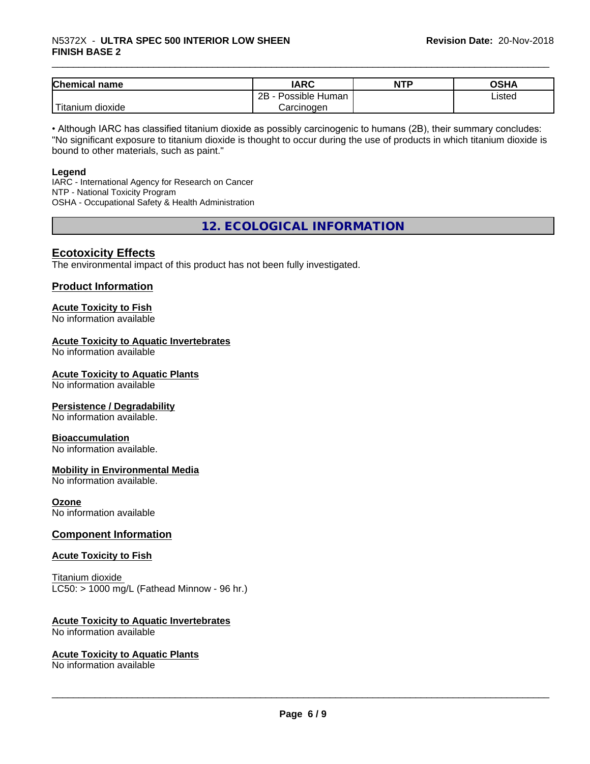| Chemical name | IARC | NTP | OSHA |
| --- | --- | --- | --- |
| Titanium dioxide | 2B - Possible Human Carcinogen | | Listed |

• Although IARC has classified titanium dioxide as possibly carcinogenic to humans (2B), their summary concludes: "No significant exposure to titanium dioxide is thought to occur during the use of products in which titanium dioxide is bound to other materials, such as paint."

**Legend**
IARC - International Agency for Research on Cancer
NTP - National Toxicity Program
OSHA - Occupational Safety & Health Administration

## 12. ECOLOGICAL INFORMATION

### Ecotoxicity Effects

The environmental impact of this product has not been fully investigated.

### Product Information

**Acute Toxicity to Fish**
No information available

**Acute Toxicity to Aquatic Invertebrates**
No information available

**Acute Toxicity to Aquatic Plants**
No information available

**Persistence / Degradability**
No information available.

**Bioaccumulation**
No information available.

**Mobility in Environmental Media**
No information available.

**Ozone**
No information available

### Component Information

**Acute Toxicity to Fish**

Titanium dioxide
LC50: > 1000 mg/L (Fathead Minnow - 96 hr.)

**Acute Toxicity to Aquatic Invertebrates**
No information available

**Acute Toxicity to Aquatic Plants**
No information available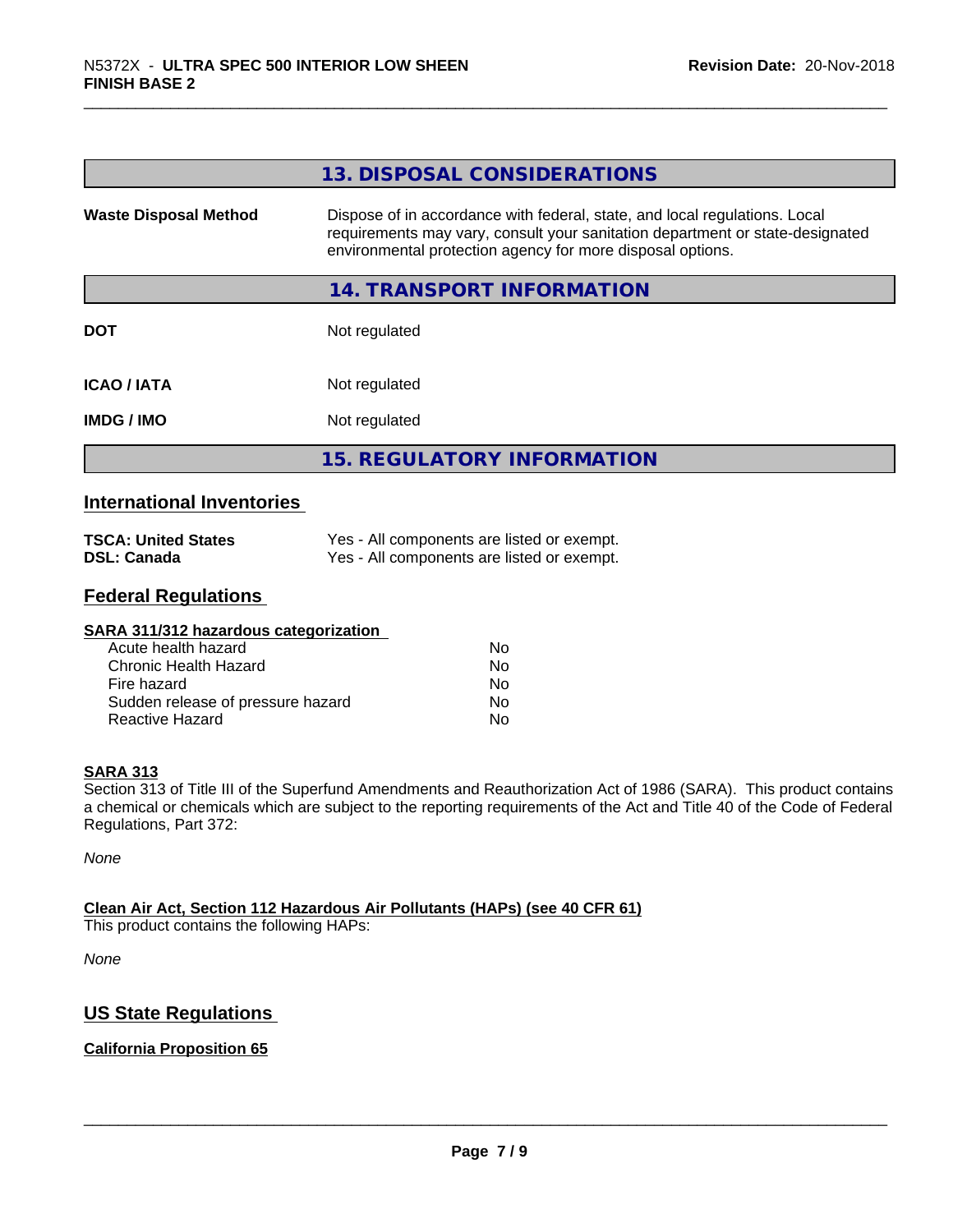## 13. DISPOSAL CONSIDERATIONS

| | |
|---|---|
| **Waste Disposal Method** | Dispose of in accordance with federal, state, and local regulations. Local requirements may vary, consult your sanitation department or state-designated environmental protection agency for more disposal options. |

## 14. TRANSPORT INFORMATION

| | |
|---|---|
| **DOT** | Not regulated |
| **ICAO / IATA** | Not regulated |
| **IMDG / IMO** | Not regulated |

## 15. REGULATORY INFORMATION

### International Inventories

| | |
|---|---|
| **TSCA: United States** | Yes - All components are listed or exempt. |
| **DSL: Canada** | Yes - All components are listed or exempt. |

### Federal Regulations

**SARA 311/312 hazardous categorization**

| | |
|---|---|
| Acute health hazard | No |
| Chronic Health Hazard | No |
| Fire hazard | No |
| Sudden release of pressure hazard | No |
| Reactive Hazard | No |

**SARA 313**

Section 313 of Title III of the Superfund Amendments and Reauthorization Act of 1986 (SARA). This product contains a chemical or chemicals which are subject to the reporting requirements of the Act and Title 40 of the Code of Federal Regulations, Part 372:

*None*

**Clean Air Act, Section 112 Hazardous Air Pollutants (HAPs) (see 40 CFR 61)**

This product contains the following HAPs:

*None*

### US State Regulations

**California Proposition 65**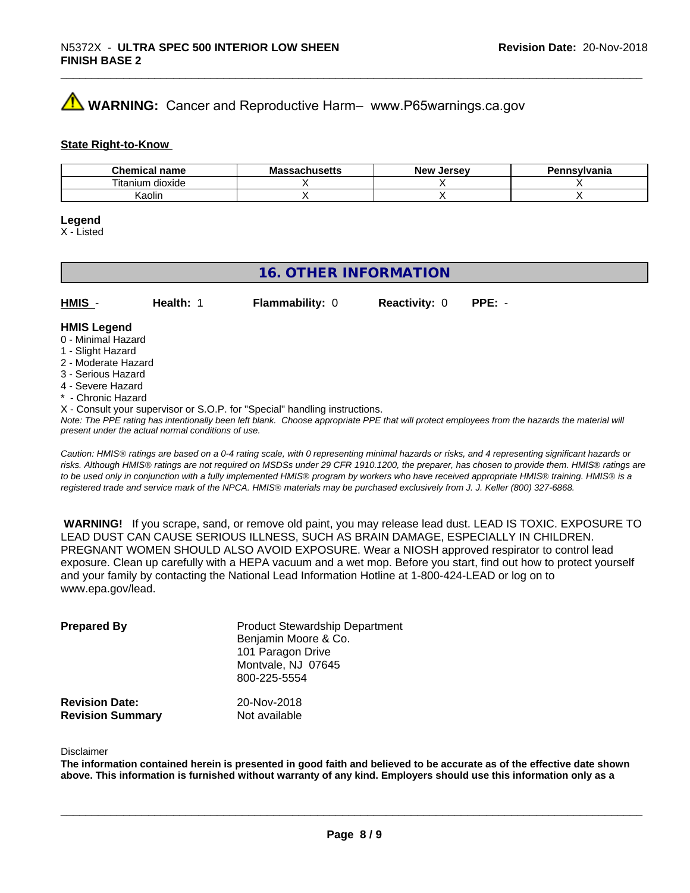**WARNING:** Cancer and Reproductive Harm– www.P65warnings.ca.gov

**State Right-to-Know**

| Chemical name | Massachusetts | New Jersey | Pennsylvania |
|---|---|---|---|
| Titanium dioxide | X | X | X |
| Kaolin | X | X | X |

**Legend**
X - Listed

## 16. OTHER INFORMATION

**HMIS** - **Health:** 1 **Flammability:** 0 **Reactivity:** 0 **PPE:** -

**HMIS Legend**
0 - Minimal Hazard
1 - Slight Hazard
2 - Moderate Hazard
3 - Serious Hazard
4 - Severe Hazard
* - Chronic Hazard
X - Consult your supervisor or S.O.P. for "Special" handling instructions.

*Note: The PPE rating has intentionally been left blank. Choose appropriate PPE that will protect employees from the hazards the material will present under the actual normal conditions of use.*

*Caution: HMIS® ratings are based on a 0-4 rating scale, with 0 representing minimal hazards or risks, and 4 representing significant hazards or risks. Although HMIS® ratings are not required on MSDSs under 29 CFR 1910.1200, the preparer, has chosen to provide them. HMIS® ratings are to be used only in conjunction with a fully implemented HMIS® program by workers who have received appropriate HMIS® training. HMIS® is a registered trade and service mark of the NPCA. HMIS® materials may be purchased exclusively from J. J. Keller (800) 327-6868.*

**WARNING!** If you scrape, sand, or remove old paint, you may release lead dust. LEAD IS TOXIC. EXPOSURE TO LEAD DUST CAN CAUSE SERIOUS ILLNESS, SUCH AS BRAIN DAMAGE, ESPECIALLY IN CHILDREN. PREGNANT WOMEN SHOULD ALSO AVOID EXPOSURE. Wear a NIOSH approved respirator to control lead exposure. Clean up carefully with a HEPA vacuum and a wet mop. Before you start, find out how to protect yourself and your family by contacting the National Lead Information Hotline at 1-800-424-LEAD or log on to www.epa.gov/lead.

**Prepared By**
Product Stewardship Department
Benjamin Moore & Co.
101 Paragon Drive
Montvale, NJ 07645
800-225-5554

**Revision Date:** 20-Nov-2018
**Revision Summary** Not available

Disclaimer

**The information contained herein is presented in good faith and believed to be accurate as of the effective date shown above. This information is furnished without warranty of any kind. Employers should use this information only as a**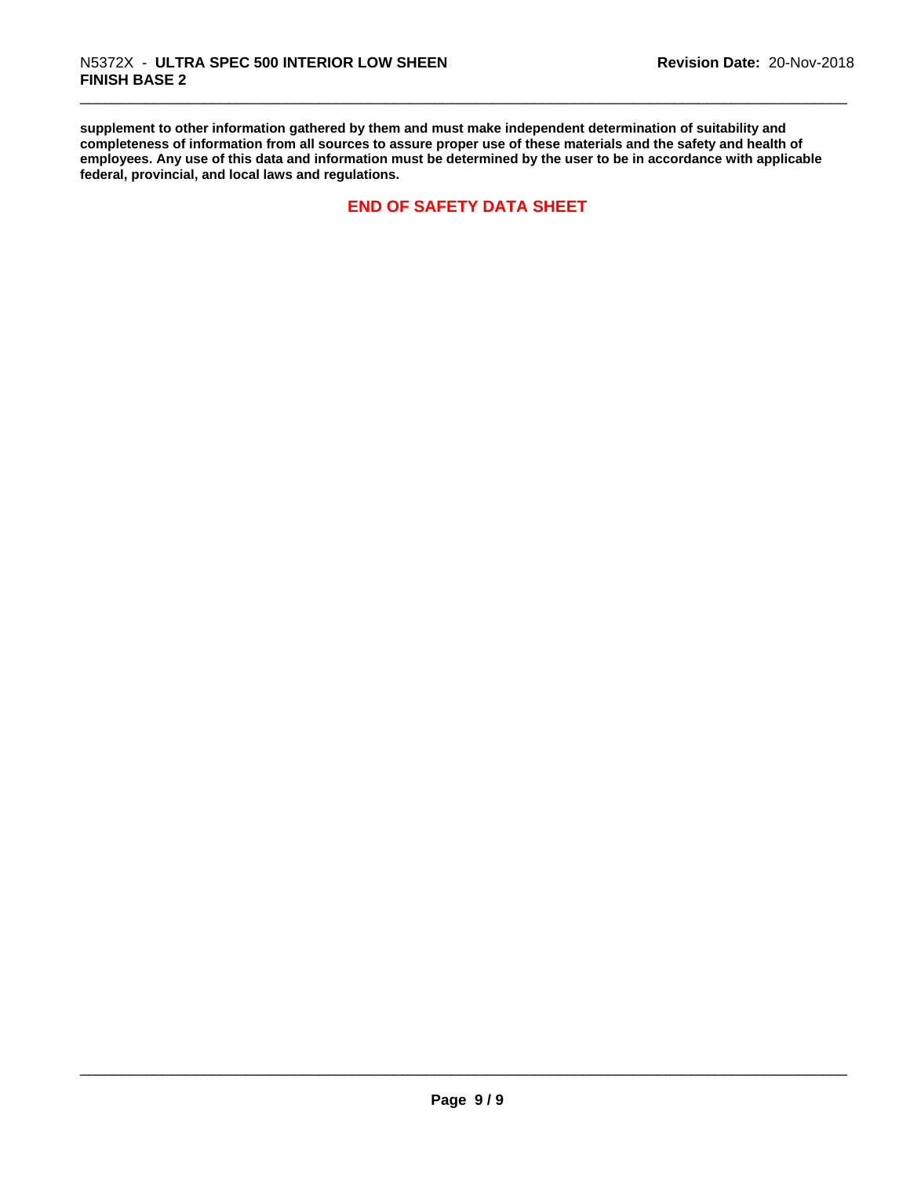**supplement to other information gathered by them and must make independent determination of suitability and completeness of information from all sources to assure proper use of these materials and the safety and health of employees. Any use of this data and information must be determined by the user to be in accordance with applicable federal, provincial, and local laws and regulations.**

**END OF SAFETY DATA SHEET**